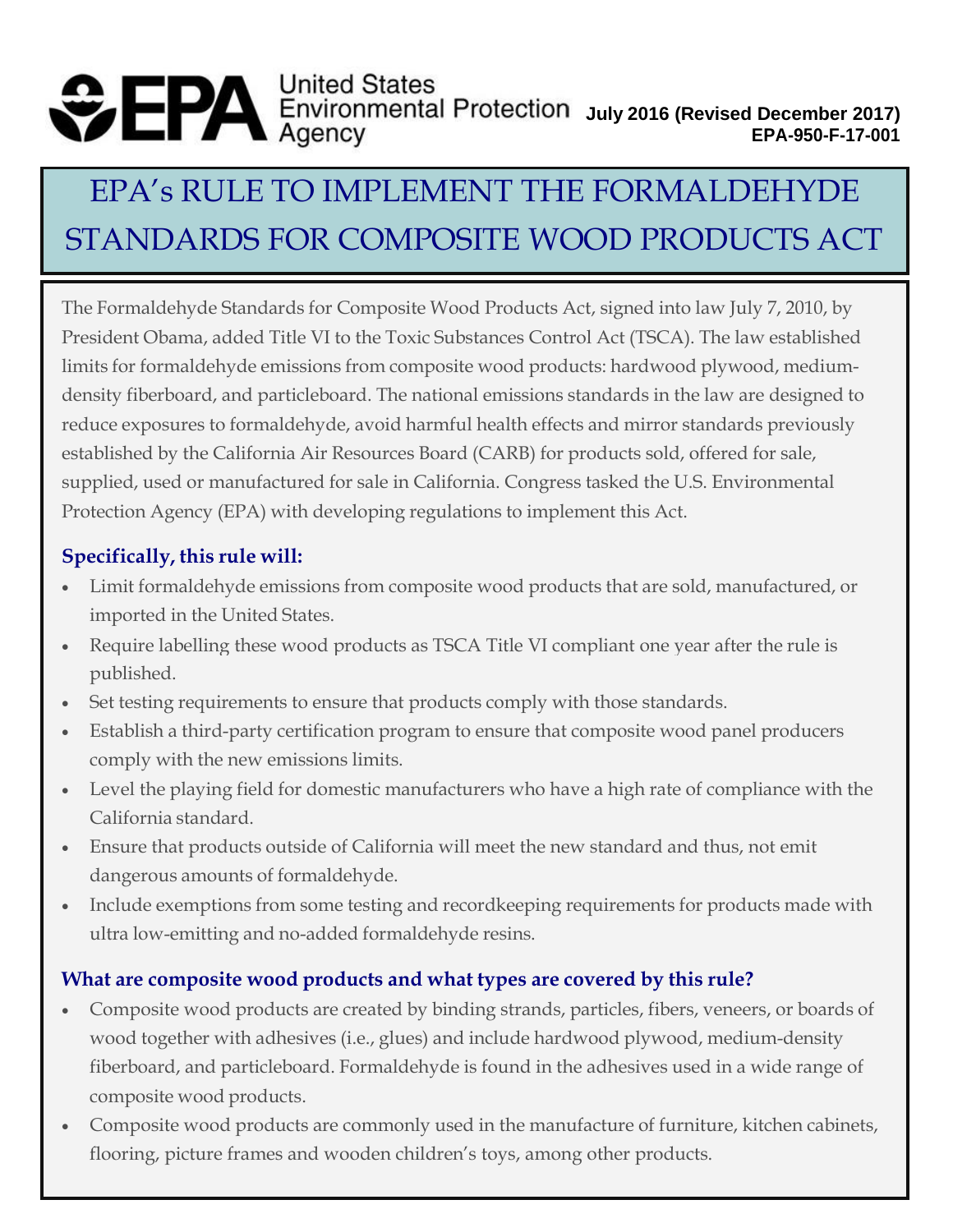United States Environmental Protection Agency

**July 2016 (Revised December 2017)**
**EPA-950-F-17-001**

# EPA's RULE TO IMPLEMENT THE FORMALDEHYDE STANDARDS FOR COMPOSITE WOOD PRODUCTS ACT

The Formaldehyde Standards for Composite Wood Products Act, signed into law July 7, 2010, by President Obama, added Title VI to the Toxic Substances Control Act (TSCA). The law established limits for formaldehyde emissions from composite wood products: hardwood plywood, medium-density fiberboard, and particleboard. The national emissions standards in the law are designed to reduce exposures to formaldehyde, avoid harmful health effects and mirror standards previously established by the California Air Resources Board (CARB) for products sold, offered for sale, supplied, used or manufactured for sale in California. Congress tasked the U.S. Environmental Protection Agency (EPA) with developing regulations to implement this Act.

### Specifically, this rule will:

- Limit formaldehyde emissions from composite wood products that are sold, manufactured, or imported in the United States.
- Require labelling these wood products as TSCA Title VI compliant one year after the rule is published.
- Set testing requirements to ensure that products comply with those standards.
- Establish a third-party certification program to ensure that composite wood panel producers comply with the new emissions limits.
- Level the playing field for domestic manufacturers who have a high rate of compliance with the California standard.
- Ensure that products outside of California will meet the new standard and thus, not emit dangerous amounts of formaldehyde.
- Include exemptions from some testing and recordkeeping requirements for products made with ultra low-emitting and no-added formaldehyde resins.

### What are composite wood products and what types are covered by this rule?

- Composite wood products are created by binding strands, particles, fibers, veneers, or boards of wood together with adhesives (i.e., glues) and include hardwood plywood, medium-density fiberboard, and particleboard. Formaldehyde is found in the adhesives used in a wide range of composite wood products.
- Composite wood products are commonly used in the manufacture of furniture, kitchen cabinets, flooring, picture frames and wooden children's toys, among other products.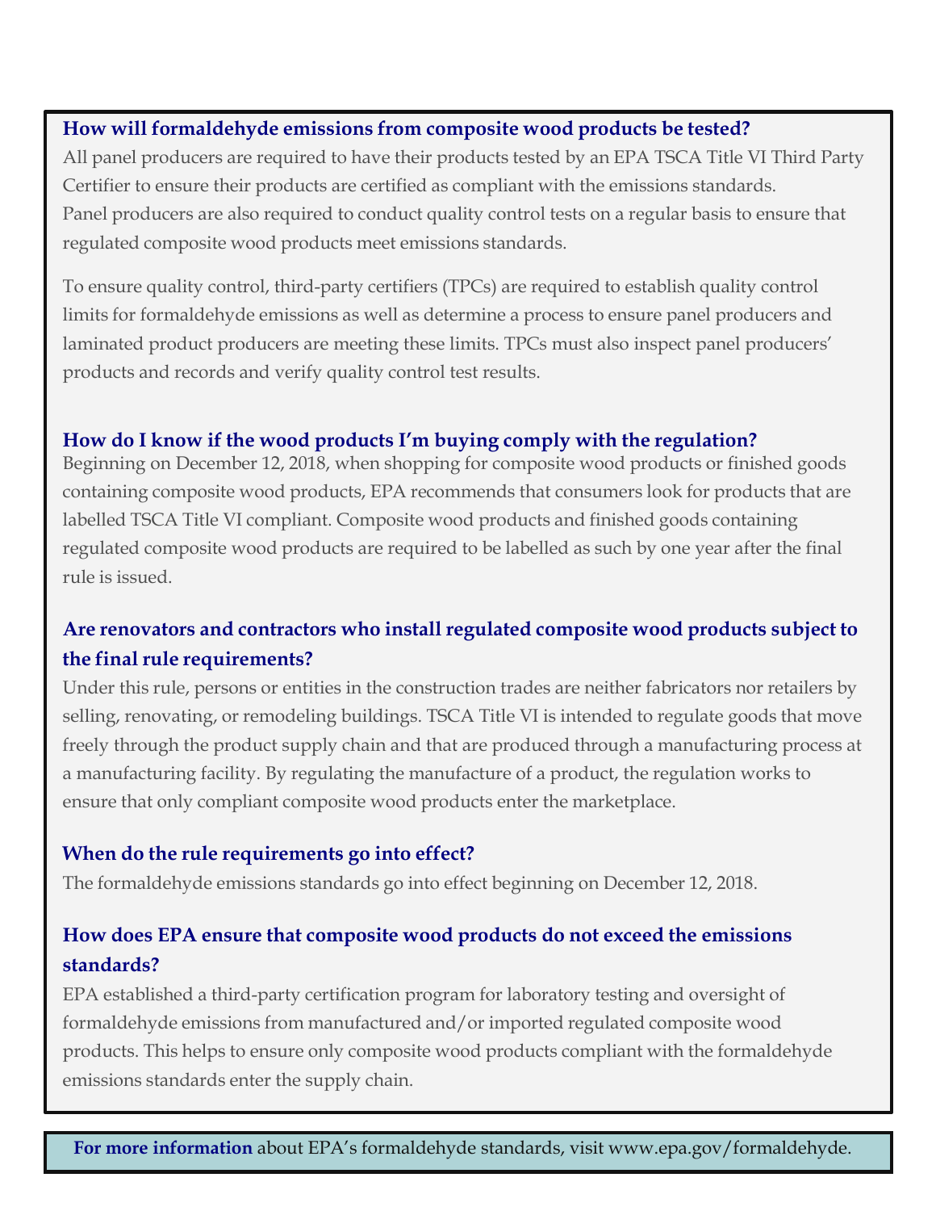### How will formaldehyde emissions from composite wood products be tested?

All panel producers are required to have their products tested by an EPA TSCA Title VI Third Party Certifier to ensure their products are certified as compliant with the emissions standards. Panel producers are also required to conduct quality control tests on a regular basis to ensure that regulated composite wood products meet emissions standards.

To ensure quality control, third-party certifiers (TPCs) are required to establish quality control limits for formaldehyde emissions as well as determine a process to ensure panel producers and laminated product producers are meeting these limits. TPCs must also inspect panel producers' products and records and verify quality control test results.

### How do I know if the wood products I'm buying comply with the regulation?

Beginning on December 12, 2018, when shopping for composite wood products or finished goods containing composite wood products, EPA recommends that consumers look for products that are labelled TSCA Title VI compliant. Composite wood products and finished goods containing regulated composite wood products are required to be labelled as such by one year after the final rule is issued.

### Are renovators and contractors who install regulated composite wood products subject to the final rule requirements?

Under this rule, persons or entities in the construction trades are neither fabricators nor retailers by selling, renovating, or remodeling buildings. TSCA Title VI is intended to regulate goods that move freely through the product supply chain and that are produced through a manufacturing process at a manufacturing facility. By regulating the manufacture of a product, the regulation works to ensure that only compliant composite wood products enter the marketplace.

### When do the rule requirements go into effect?

The formaldehyde emissions standards go into effect beginning on December 12, 2018.

### How does EPA ensure that composite wood products do not exceed the emissions standards?

EPA established a third-party certification program for laboratory testing and oversight of formaldehyde emissions from manufactured and/or imported regulated composite wood products. This helps to ensure only composite wood products compliant with the formaldehyde emissions standards enter the supply chain.

**For more information** about EPA's formaldehyde standards, visit www.epa.gov/formaldehyde.